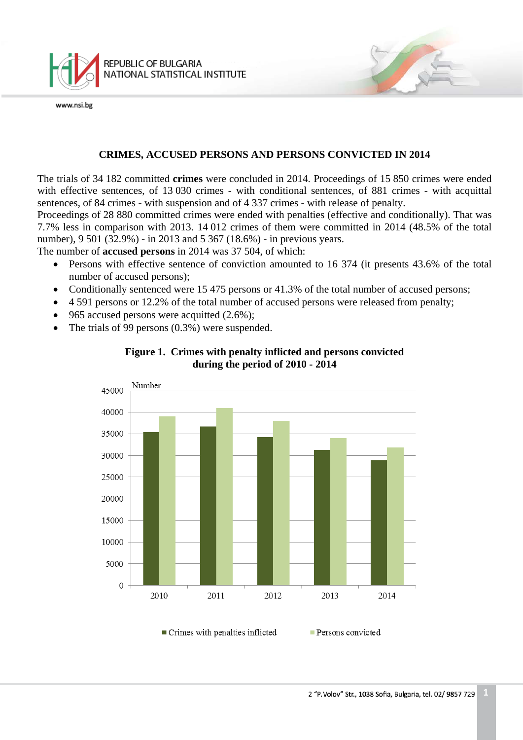# CRIMES, ACCUSED PERSONS AND PERSONS CONVICTED IN 2014

The trials of 34 182 committed **crimes** were concluded in 2014. Proceedings of 15 850 crimes were ended with effective sentences, of 13 030 crimes - with conditional sentences, of 881 crimes - with acquittal sentences, of 84 crimes - with suspension and of 4 337 crimes - with release of penalty.

Proceedings of 28 880 committed crimes were ended with penalties (effective and conditionally). That was 7.7% less in comparison with 2013. 14 012 crimes of them were committed in 2014 (48.5% of the total number), 9 501 (32.9%) - in 2013 and 5 367 (18.6%) - in previous years.

The number of **accused persons** in 2014 was 37 504, of which:

- Persons with effective sentence of conviction amounted to 16 374 (it presents 43.6% of the total number of accused persons);
- Conditionally sentenced were 15 475 persons or 41.3% of the total number of accused persons;
- 4 591 persons or 12.2% of the total number of accused persons were released from penalty;
- 965 accused persons were acquitted (2.6%);
- The trials of 99 persons (0.3%) were suspended.

**Figure 1. Crimes with penalty inflicted and persons convicted during the period of 2010 - 2014**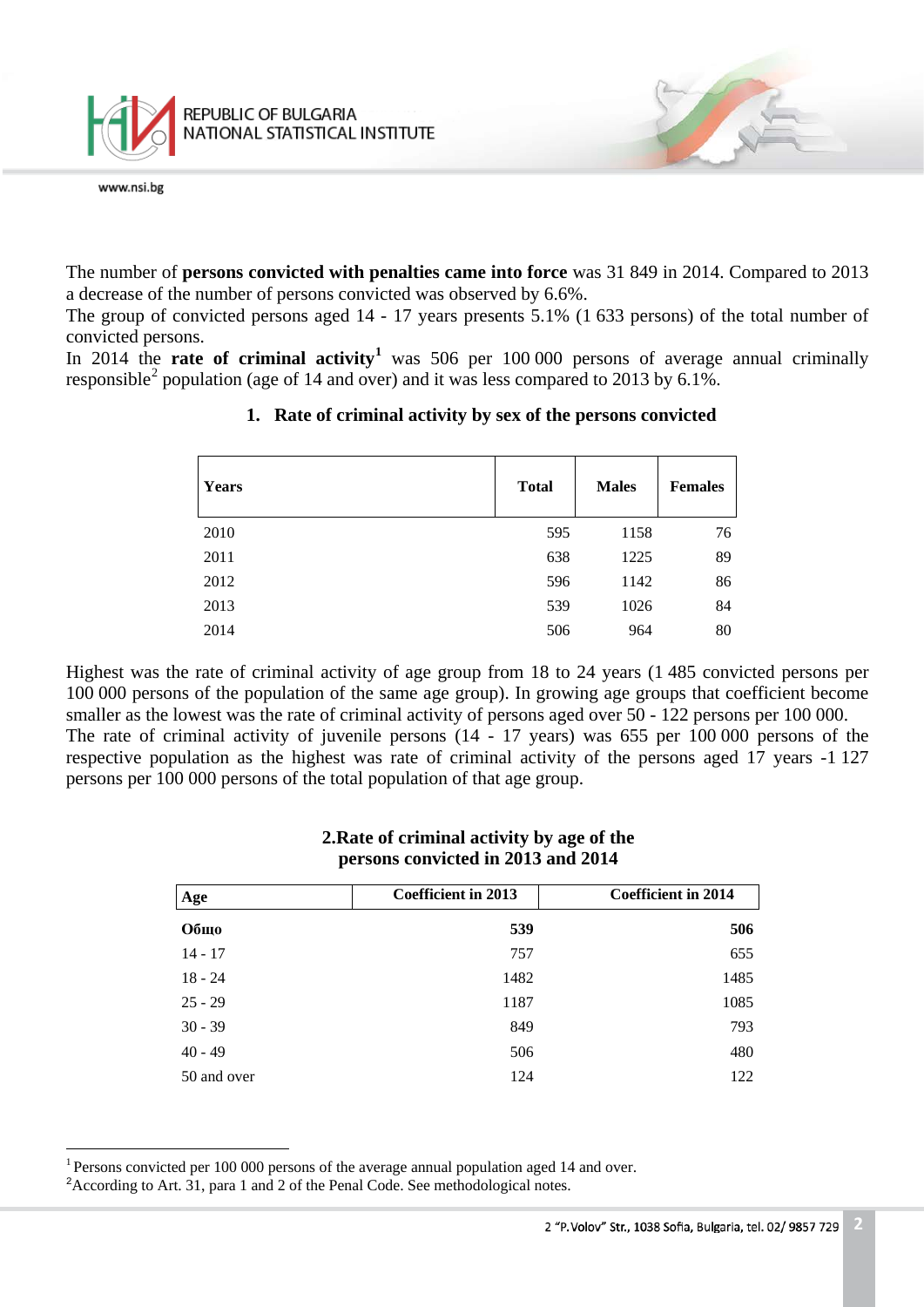The number of **persons convicted with penalties came into force** was 31 849 in 2014. Compared to 2013 a decrease of the number of persons convicted was observed by 6.6%.

The group of convicted persons aged 14 - 17 years presents 5.1% (1 633 persons) of the total number of convicted persons.

In 2014 the **rate of criminal activity**[1] was 506 per 100 000 persons of average annual criminally responsible[2] population (age of 14 and over) and it was less compared to 2013 by 6.1%.

### 1. Rate of criminal activity by sex of the persons convicted

| Years | Total | Males | Females |
|---|---|---|---|
| 2010 | 595 | 1158 | 76 |
| 2011 | 638 | 1225 | 89 |
| 2012 | 596 | 1142 | 86 |
| 2013 | 539 | 1026 | 84 |
| 2014 | 506 | 964 | 80 |

Highest was the rate of criminal activity of age group from 18 to 24 years (1 485 convicted persons per 100 000 persons of the population of the same age group). In growing age groups that coefficient become smaller as the lowest was the rate of criminal activity of persons aged over 50 - 122 persons per 100 000.

The rate of criminal activity of juvenile persons (14 - 17 years) was 655 per 100 000 persons of the respective population as the highest was rate of criminal activity of the persons aged 17 years -1 127 persons per 100 000 persons of the total population of that age group.

### 2. Rate of criminal activity by age of the persons convicted in 2013 and 2014

| Age | Coefficient in 2013 | Coefficient in 2014 |
|---|---|---|
| **Общо** | **539** | **506** |
| 14 - 17 | 757 | 655 |
| 18 - 24 | 1482 | 1485 |
| 25 - 29 | 1187 | 1085 |
| 30 - 39 | 849 | 793 |
| 40 - 49 | 506 | 480 |
| 50 and over | 124 | 122 |

---

[1] Persons convicted per 100 000 persons of the average annual population aged 14 and over.

[2] According to Art. 31, para 1 and 2 of the Penal Code. See methodological notes.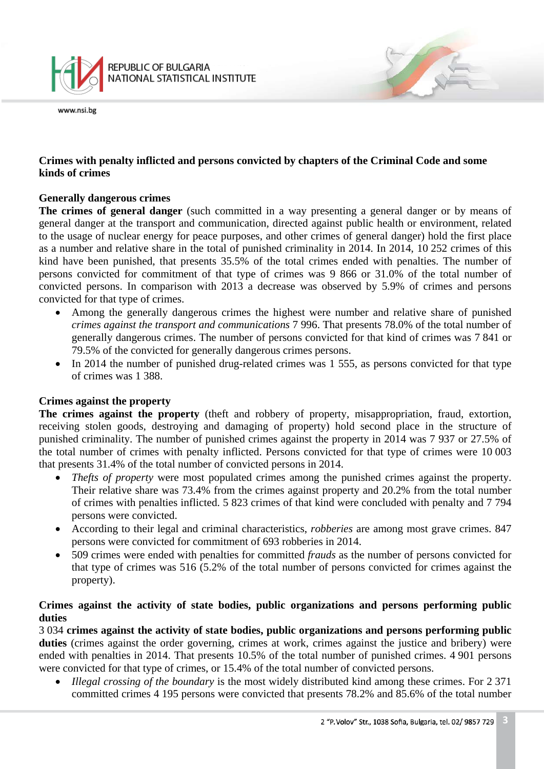## Crimes with penalty inflicted and persons convicted by chapters of the Criminal Code and some kinds of crimes

### Generally dangerous crimes

**The crimes of general danger** (such committed in a way presenting a general danger or by means of general danger at the transport and communication, directed against public health or environment, related to the usage of nuclear energy for peace purposes, and other crimes of general danger) hold the first place as a number and relative share in the total of punished criminality in 2014. In 2014, 10 252 crimes of this kind have been punished, that presents 35.5% of the total crimes ended with penalties. The number of persons convicted for commitment of that type of crimes was 9 866 or 31.0% of the total number of convicted persons. In comparison with 2013 a decrease was observed by 5.9% of crimes and persons convicted for that type of crimes.

- Among the generally dangerous crimes the highest were number and relative share of punished *crimes against the transport and communications* 7 996. That presents 78.0% of the total number of generally dangerous crimes. The number of persons convicted for that kind of crimes was 7 841 or 79.5% of the convicted for generally dangerous crimes persons.
- In 2014 the number of punished drug-related crimes was 1 555, as persons convicted for that type of crimes was 1 388.

### Crimes against the property

**The crimes against the property** (theft and robbery of property, misappropriation, fraud, extortion, receiving stolen goods, destroying and damaging of property) hold second place in the structure of punished criminality. The number of punished crimes against the property in 2014 was 7 937 or 27.5% of the total number of crimes with penalty inflicted. Persons convicted for that type of crimes were 10 003 that presents 31.4% of the total number of convicted persons in 2014.

- *Thefts of property* were most populated crimes among the punished crimes against the property. Their relative share was 73.4% from the crimes against property and 20.2% from the total number of crimes with penalties inflicted. 5 823 crimes of that kind were concluded with penalty and 7 794 persons were convicted.
- According to their legal and criminal characteristics, *robberies* are among most grave crimes. 847 persons were convicted for commitment of 693 robberies in 2014.
- 509 crimes were ended with penalties for committed *frauds* as the number of persons convicted for that type of crimes was 516 (5.2% of the total number of persons convicted for crimes against the property).

### Crimes against the activity of state bodies, public organizations and persons performing public duties

3 034 **crimes against the activity of state bodies, public organizations and persons performing public duties** (crimes against the order governing, crimes at work, crimes against the justice and bribery) were ended with penalties in 2014. That presents 10.5% of the total number of punished crimes. 4 901 persons were convicted for that type of crimes, or 15.4% of the total number of convicted persons.

- *Illegal crossing of the boundary* is the most widely distributed kind among these crimes. For 2 371 committed crimes 4 195 persons were convicted that presents 78.2% and 85.6% of the total number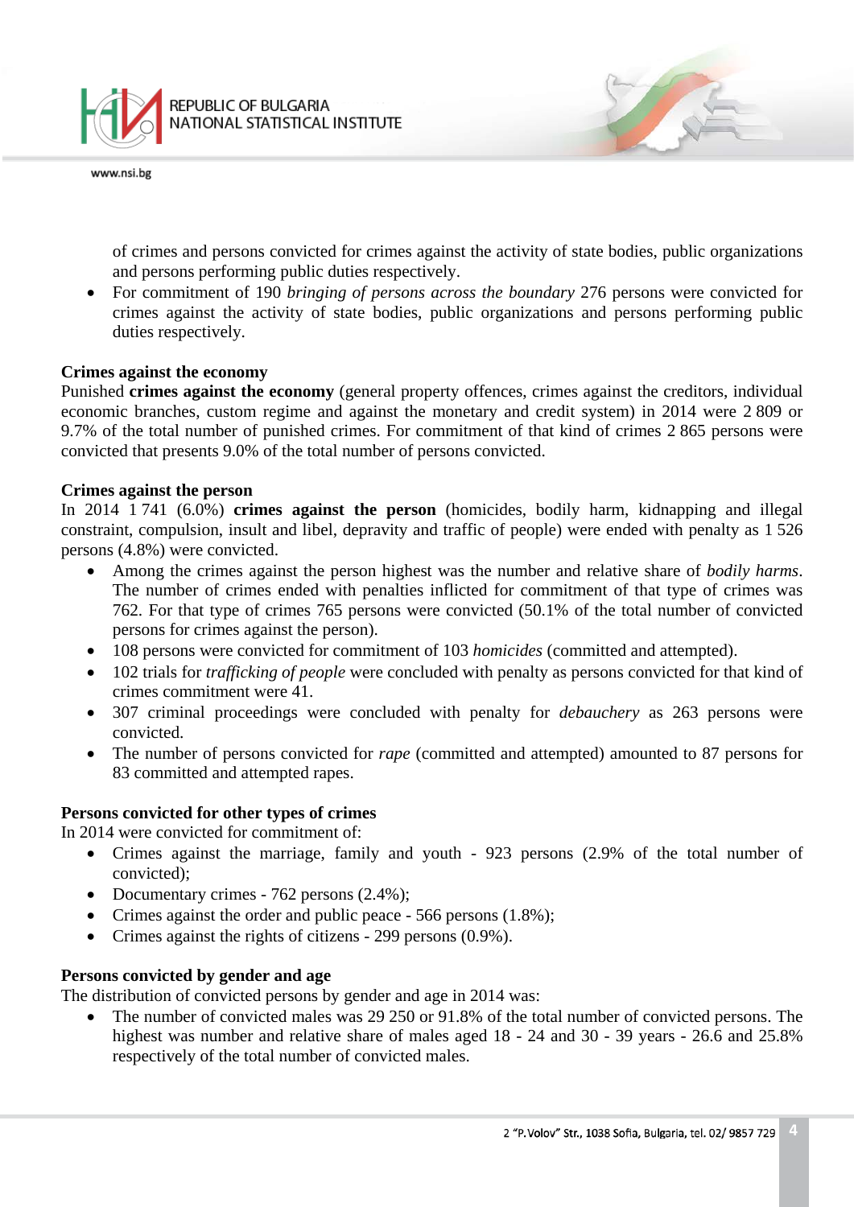of crimes and persons convicted for crimes against the activity of state bodies, public organizations and persons performing public duties respectively.

- For commitment of 190 *bringing of persons across the boundary* 276 persons were convicted for crimes against the activity of state bodies, public organizations and persons performing public duties respectively.

**Crimes against the economy**

Punished **crimes against the economy** (general property offences, crimes against the creditors, individual economic branches, custom regime and against the monetary and credit system) in 2014 were 2 809 or 9.7% of the total number of punished crimes. For commitment of that kind of crimes 2 865 persons were convicted that presents 9.0% of the total number of persons convicted.

**Crimes against the person**

In 2014 1 741 (6.0%) **crimes against the person** (homicides, bodily harm, kidnapping and illegal constraint, compulsion, insult and libel, depravity and traffic of people) were ended with penalty as 1 526 persons (4.8%) were convicted.

- Among the crimes against the person highest was the number and relative share of *bodily harms*. The number of crimes ended with penalties inflicted for commitment of that type of crimes was 762. For that type of crimes 765 persons were convicted (50.1% of the total number of convicted persons for crimes against the person).
- 108 persons were convicted for commitment of 103 *homicides* (committed and attempted).
- 102 trials for *trafficking of people* were concluded with penalty as persons convicted for that kind of crimes commitment were 41.
- 307 criminal proceedings were concluded with penalty for *debauchery* as 263 persons were convicted.
- The number of persons convicted for *rape* (committed and attempted) amounted to 87 persons for 83 committed and attempted rapes.

**Persons convicted for other types of crimes**

In 2014 were convicted for commitment of:

- Crimes against the marriage, family and youth - 923 persons (2.9% of the total number of convicted);
- Documentary crimes - 762 persons (2.4%);
- Crimes against the order and public peace - 566 persons (1.8%);
- Crimes against the rights of citizens - 299 persons (0.9%).

**Persons convicted by gender and age**

The distribution of convicted persons by gender and age in 2014 was:

- The number of convicted males was 29 250 or 91.8% of the total number of convicted persons. The highest was number and relative share of males aged 18 - 24 and 30 - 39 years - 26.6 and 25.8% respectively of the total number of convicted males.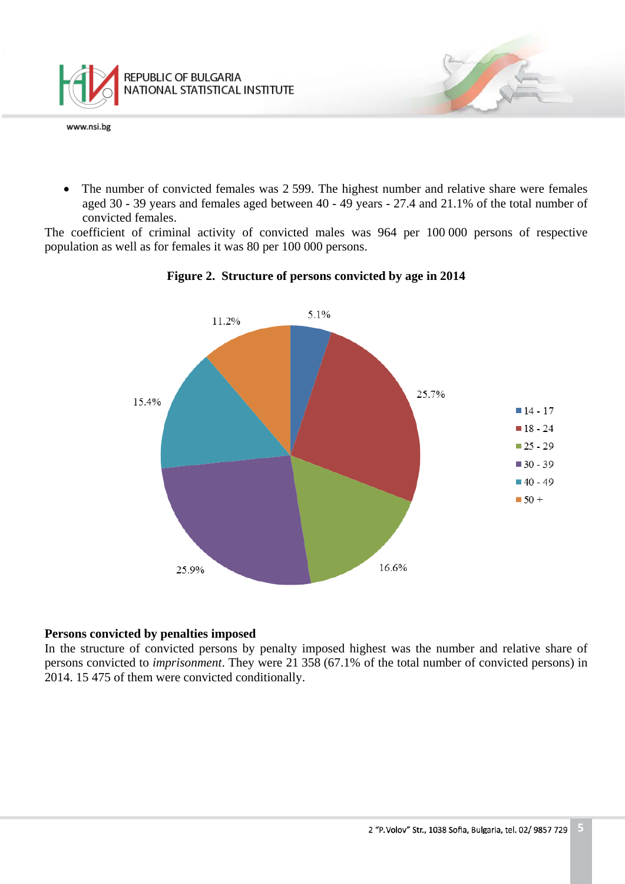- The number of convicted females was 2 599. The highest number and relative share were females aged 30 - 39 years and females aged between 40 - 49 years - 27.4 and 21.1% of the total number of convicted females.

The coefficient of criminal activity of convicted males was 964 per 100 000 persons of respective population as well as for females it was 80 per 100 000 persons.

**Figure 2. Structure of persons convicted by age in 2014**

| Age | Share |
|---|---|
| 14 - 17 | 5.1% |
| 18 - 24 | 25.7% |
| 25 - 29 | 16.6% |
| 30 - 39 | 25.9% |
| 40 - 49 | 15.4% |
| 50 + | 11.2% |

**Persons convicted by penalties imposed**

In the structure of convicted persons by penalty imposed highest was the number and relative share of persons convicted to *imprisonment*. They were 21 358 (67.1% of the total number of convicted persons) in 2014. 15 475 of them were convicted conditionally.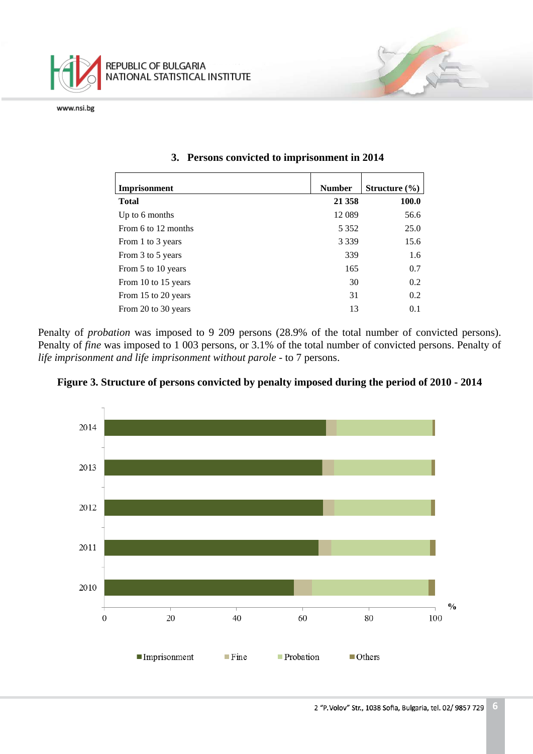### 3. Persons convicted to imprisonment in 2014

| Imprisonment | Number | Structure (%) |
|---|---|---|
| **Total** | **21 358** | **100.0** |
| Up to 6 months | 12 089 | 56.6 |
| From 6 to 12 months | 5 352 | 25.0 |
| From 1 to 3 years | 3 339 | 15.6 |
| From 3 to 5 years | 339 | 1.6 |
| From 5 to 10 years | 165 | 0.7 |
| From 10 to 15 years | 30 | 0.2 |
| From 15 to 20 years | 31 | 0.2 |
| From 20 to 30 years | 13 | 0.1 |

Penalty of *probation* was imposed to 9 209 persons (28.9% of the total number of convicted persons). Penalty of *fine* was imposed to 1 003 persons, or 3.1% of the total number of convicted persons. Penalty of *life imprisonment and life imprisonment without parole* - to 7 persons.

**Figure 3. Structure of persons convicted by penalty imposed during the period of 2010 - 2014**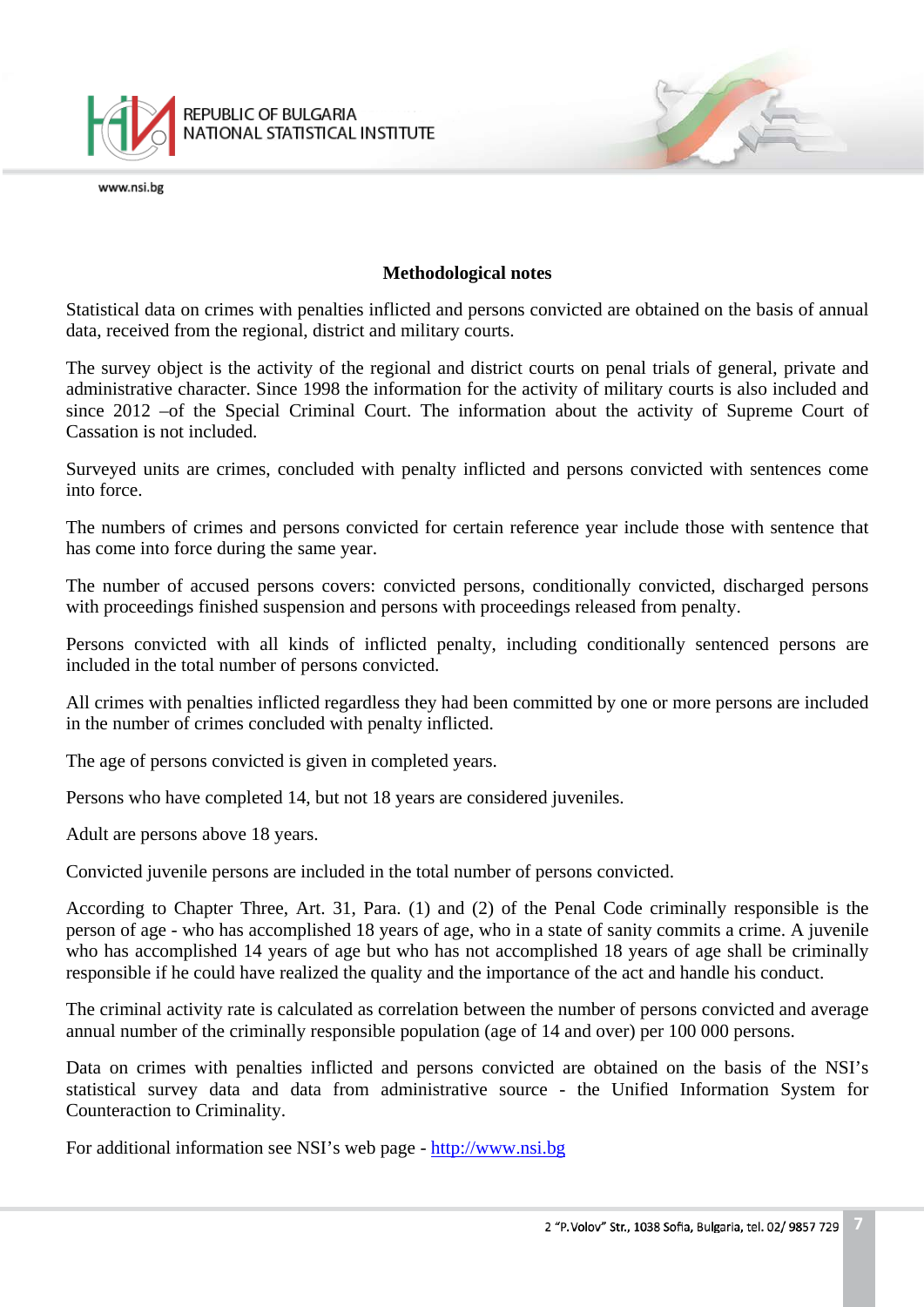## Methodological notes

Statistical data on crimes with penalties inflicted and persons convicted are obtained on the basis of annual data, received from the regional, district and military courts.

The survey object is the activity of the regional and district courts on penal trials of general, private and administrative character. Since 1998 the information for the activity of military courts is also included and since 2012 –of the Special Criminal Court. The information about the activity of Supreme Court of Cassation is not included.

Surveyed units are crimes, concluded with penalty inflicted and persons convicted with sentences come into force.

The numbers of crimes and persons convicted for certain reference year include those with sentence that has come into force during the same year.

The number of accused persons covers: convicted persons, conditionally convicted, discharged persons with proceedings finished suspension and persons with proceedings released from penalty.

Persons convicted with all kinds of inflicted penalty, including conditionally sentenced persons are included in the total number of persons convicted.

All crimes with penalties inflicted regardless they had been committed by one or more persons are included in the number of crimes concluded with penalty inflicted.

The age of persons convicted is given in completed years.

Persons who have completed 14, but not 18 years are considered juveniles.

Adult are persons above 18 years.

Convicted juvenile persons are included in the total number of persons convicted.

According to Chapter Three, Art. 31, Para. (1) and (2) of the Penal Code criminally responsible is the person of age - who has accomplished 18 years of age, who in a state of sanity commits a crime. A juvenile who has accomplished 14 years of age but who has not accomplished 18 years of age shall be criminally responsible if he could have realized the quality and the importance of the act and handle his conduct.

The criminal activity rate is calculated as correlation between the number of persons convicted and average annual number of the criminally responsible population (age of 14 and over) per 100 000 persons.

Data on crimes with penalties inflicted and persons convicted are obtained on the basis of the NSI's statistical survey data and data from administrative source - the Unified Information System for Counteraction to Criminality.

For additional information see NSI's web page - http://www.nsi.bg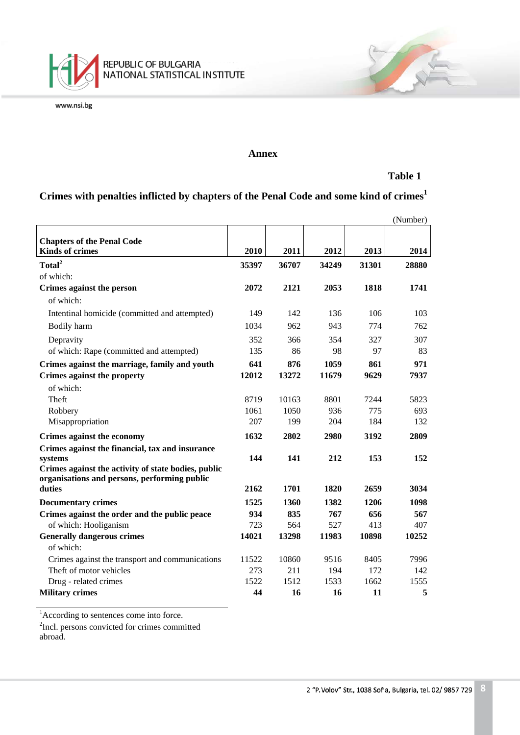## Annex

**Table 1**

### Crimes with penalties inflicted by chapters of the Penal Code and some kind of crimes[1]

(Number)

| Chapters of the Penal Code<br>Kinds of crimes | 2010 | 2011 | 2012 | 2013 | 2014 |
|---|---|---|---|---|---|
| **Total[2]** | **35397** | **36707** | **34249** | **31301** | **28880** |
| of which: | | | | | |
| **Crimes against the person** | **2072** | **2121** | **2053** | **1818** | **1741** |
| of which: | | | | | |
| Intentinal homicide (committed and attempted) | 149 | 142 | 136 | 106 | 103 |
| Bodily harm | 1034 | 962 | 943 | 774 | 762 |
| Depravity | 352 | 366 | 354 | 327 | 307 |
| of which: Rape (committed and attempted) | 135 | 86 | 98 | 97 | 83 |
| **Crimes against the marriage, family and youth** | **641** | **876** | **1059** | **861** | **971** |
| **Crimes against the property** | **12012** | **13272** | **11679** | **9629** | **7937** |
| of which: | | | | | |
| Theft | 8719 | 10163 | 8801 | 7244 | 5823 |
| Robbery | 1061 | 1050 | 936 | 775 | 693 |
| Misappropriation | 207 | 199 | 204 | 184 | 132 |
| **Crimes against the economy** | **1632** | **2802** | **2980** | **3192** | **2809** |
| **Crimes against the financial, tax and insurance systems** | **144** | **141** | **212** | **153** | **152** |
| **Crimes against the activity of state bodies, public organisations and persons, performing public duties** | **2162** | **1701** | **1820** | **2659** | **3034** |
| **Documentary crimes** | **1525** | **1360** | **1382** | **1206** | **1098** |
| **Crimes against the order and the public peace** | **934** | **835** | **767** | **656** | **567** |
| of which: Hooliganism | 723 | 564 | 527 | 413 | 407 |
| **Generally dangerous crimes** | **14021** | **13298** | **11983** | **10898** | **10252** |
| of which: | | | | | |
| Crimes against the transport and communications | 11522 | 10860 | 9516 | 8405 | 7996 |
| Theft of motor vehicles | 273 | 211 | 194 | 172 | 142 |
| Drug - related crimes | 1522 | 1512 | 1533 | 1662 | 1555 |
| **Military crimes** | **44** | **16** | **16** | **11** | **5** |

[1]According to sentences come into force.
[2]Incl. persons convicted for crimes committed abroad.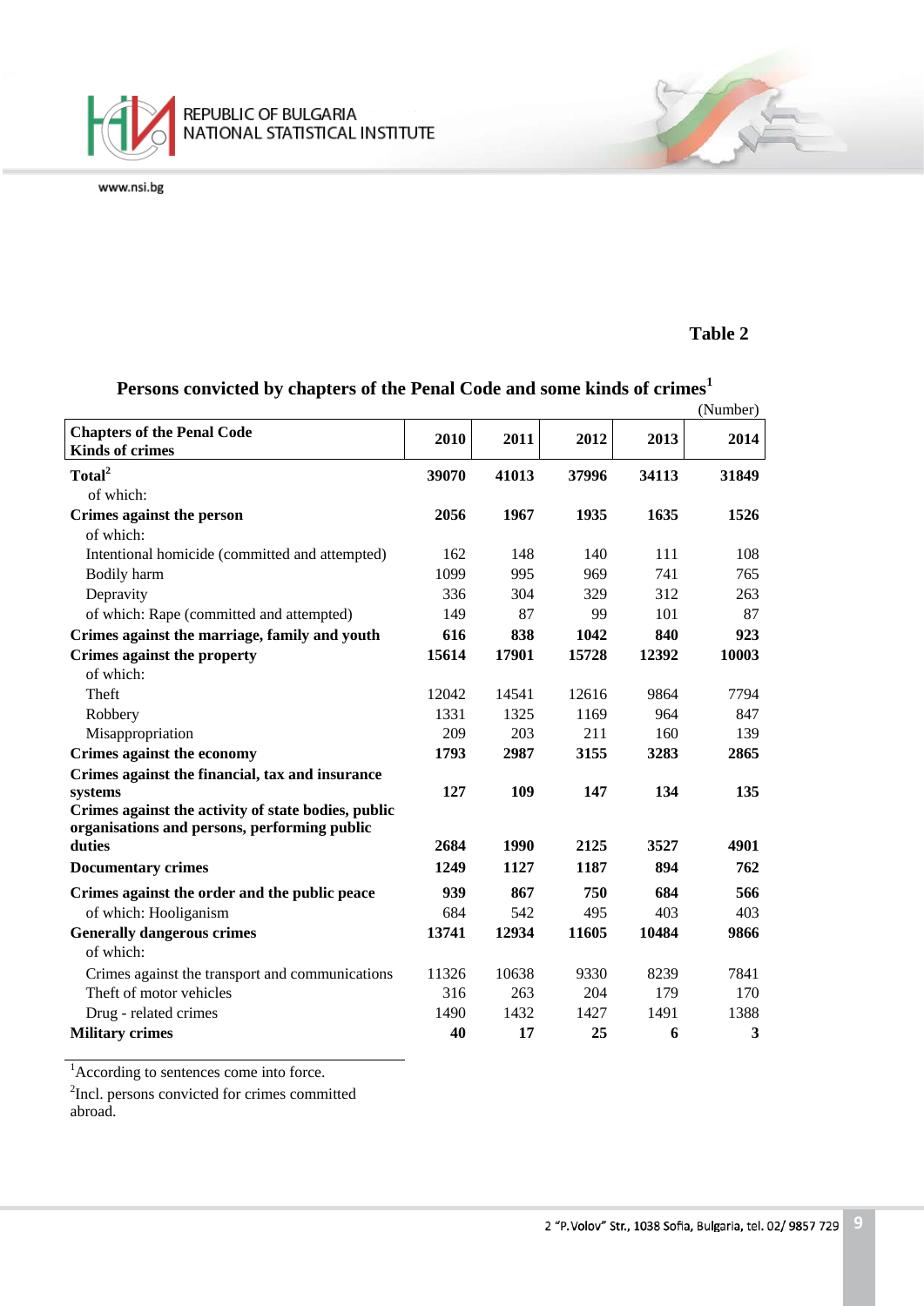**Table 2**

## Persons convicted by chapters of the Penal Code and some kinds of crimes[1]

(Number)

| Chapters of the Penal Code<br>Kinds of crimes | 2010 | 2011 | 2012 | 2013 | 2014 |
|---|---|---|---|---|---|
| **Total[2]** | **39070** | **41013** | **37996** | **34113** | **31849** |
| of which: | | | | | |
| **Crimes against the person** | **2056** | **1967** | **1935** | **1635** | **1526** |
| of which: | | | | | |
| Intentional homicide (committed and attempted) | 162 | 148 | 140 | 111 | 108 |
| Bodily harm | 1099 | 995 | 969 | 741 | 765 |
| Depravity | 336 | 304 | 329 | 312 | 263 |
| of which: Rape (committed and attempted) | 149 | 87 | 99 | 101 | 87 |
| **Crimes against the marriage, family and youth** | **616** | **838** | **1042** | **840** | **923** |
| **Crimes against the property** | **15614** | **17901** | **15728** | **12392** | **10003** |
| of which: | | | | | |
| Theft | 12042 | 14541 | 12616 | 9864 | 7794 |
| Robbery | 1331 | 1325 | 1169 | 964 | 847 |
| Misappropriation | 209 | 203 | 211 | 160 | 139 |
| **Crimes against the economy** | **1793** | **2987** | **3155** | **3283** | **2865** |
| **Crimes against the financial, tax and insurance systems** | **127** | **109** | **147** | **134** | **135** |
| **Crimes against the activity of state bodies, public organisations and persons, performing public duties** | **2684** | **1990** | **2125** | **3527** | **4901** |
| **Documentary crimes** | **1249** | **1127** | **1187** | **894** | **762** |
| **Crimes against the order and the public peace** | **939** | **867** | **750** | **684** | **566** |
| of which: Hooliganism | 684 | 542 | 495 | 403 | 403 |
| **Generally dangerous crimes** | **13741** | **12934** | **11605** | **10484** | **9866** |
| of which: | | | | | |
| Crimes against the transport and communications | 11326 | 10638 | 9330 | 8239 | 7841 |
| Theft of motor vehicles | 316 | 263 | 204 | 179 | 170 |
| Drug - related crimes | 1490 | 1432 | 1427 | 1491 | 1388 |
| **Military crimes** | **40** | **17** | **25** | **6** | **3** |

[1]According to sentences come into force.

[2]Incl. persons convicted for crimes committed abroad.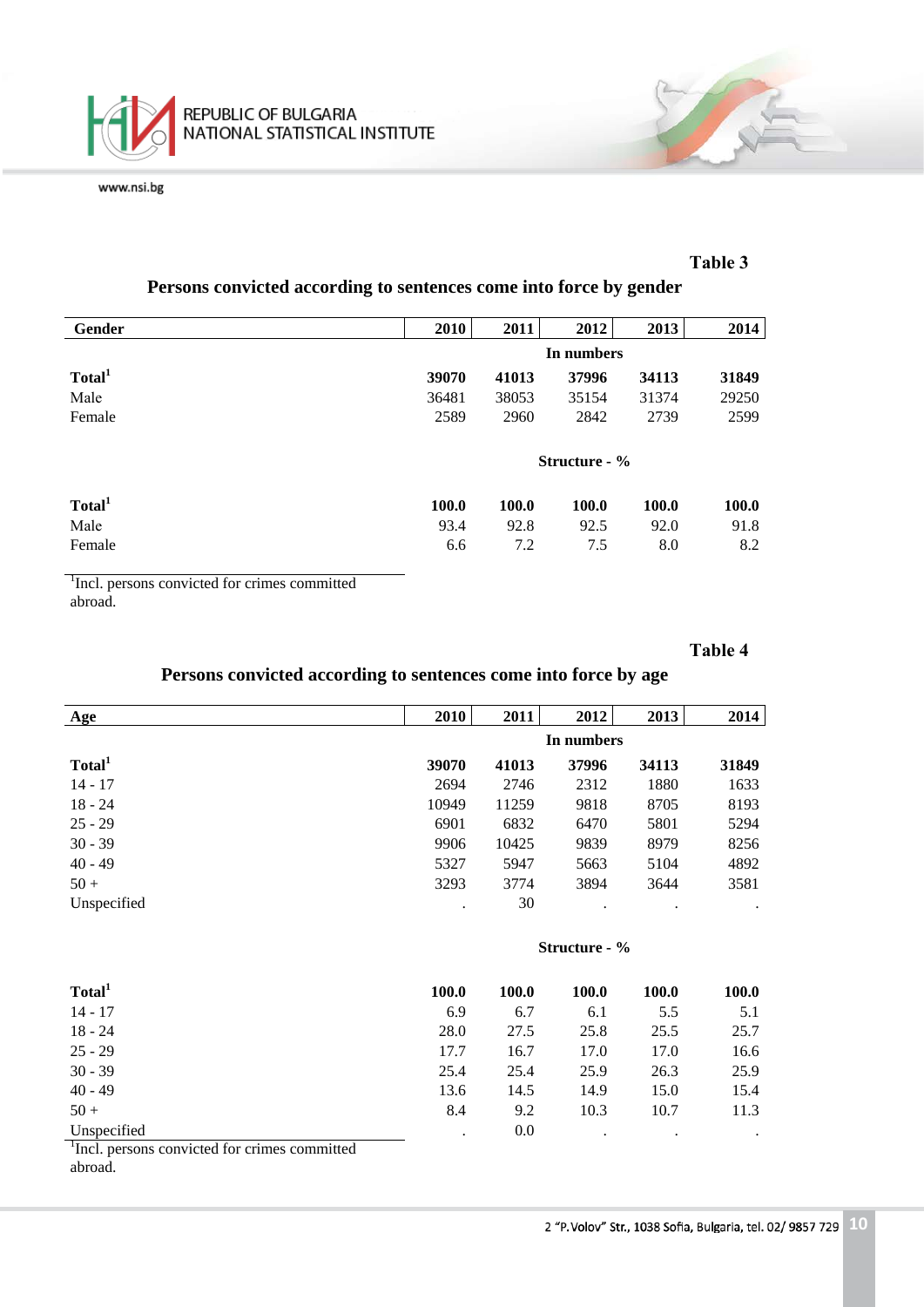Table 3

## Persons convicted according to sentences come into force by gender

| Gender | 2010 | 2011 | 2012 | 2013 | 2014 |
|---|---|---|---|---|---|
| | | | In numbers | | |
| **Total[1]** | **39070** | **41013** | **37996** | **34113** | **31849** |
| Male | 36481 | 38053 | 35154 | 31374 | 29250 |
| Female | 2589 | 2960 | 2842 | 2739 | 2599 |
| | | | Structure - % | | |
| **Total[1]** | **100.0** | **100.0** | **100.0** | **100.0** | **100.0** |
| Male | 93.4 | 92.8 | 92.5 | 92.0 | 91.8 |
| Female | 6.6 | 7.2 | 7.5 | 8.0 | 8.2 |

[1]Incl. persons convicted for crimes committed abroad.

Table 4

## Persons convicted according to sentences come into force by age

| Age | 2010 | 2011 | 2012 | 2013 | 2014 |
|---|---|---|---|---|---|
| | | | In numbers | | |
| **Total[1]** | **39070** | **41013** | **37996** | **34113** | **31849** |
| 14 - 17 | 2694 | 2746 | 2312 | 1880 | 1633 |
| 18 - 24 | 10949 | 11259 | 9818 | 8705 | 8193 |
| 25 - 29 | 6901 | 6832 | 6470 | 5801 | 5294 |
| 30 - 39 | 9906 | 10425 | 9839 | 8979 | 8256 |
| 40 - 49 | 5327 | 5947 | 5663 | 5104 | 4892 |
| 50 + | 3293 | 3774 | 3894 | 3644 | 3581 |
| Unspecified | . | 30 | . | . | . |
| | | | Structure - % | | |
| **Total[1]** | **100.0** | **100.0** | **100.0** | **100.0** | **100.0** |
| 14 - 17 | 6.9 | 6.7 | 6.1 | 5.5 | 5.1 |
| 18 - 24 | 28.0 | 27.5 | 25.8 | 25.5 | 25.7 |
| 25 - 29 | 17.7 | 16.7 | 17.0 | 17.0 | 16.6 |
| 30 - 39 | 25.4 | 25.4 | 25.9 | 26.3 | 25.9 |
| 40 - 49 | 13.6 | 14.5 | 14.9 | 15.0 | 15.4 |
| 50 + | 8.4 | 9.2 | 10.3 | 10.7 | 11.3 |
| Unspecified | . | 0.0 | . | . | . |

[1]Incl. persons convicted for crimes committed abroad.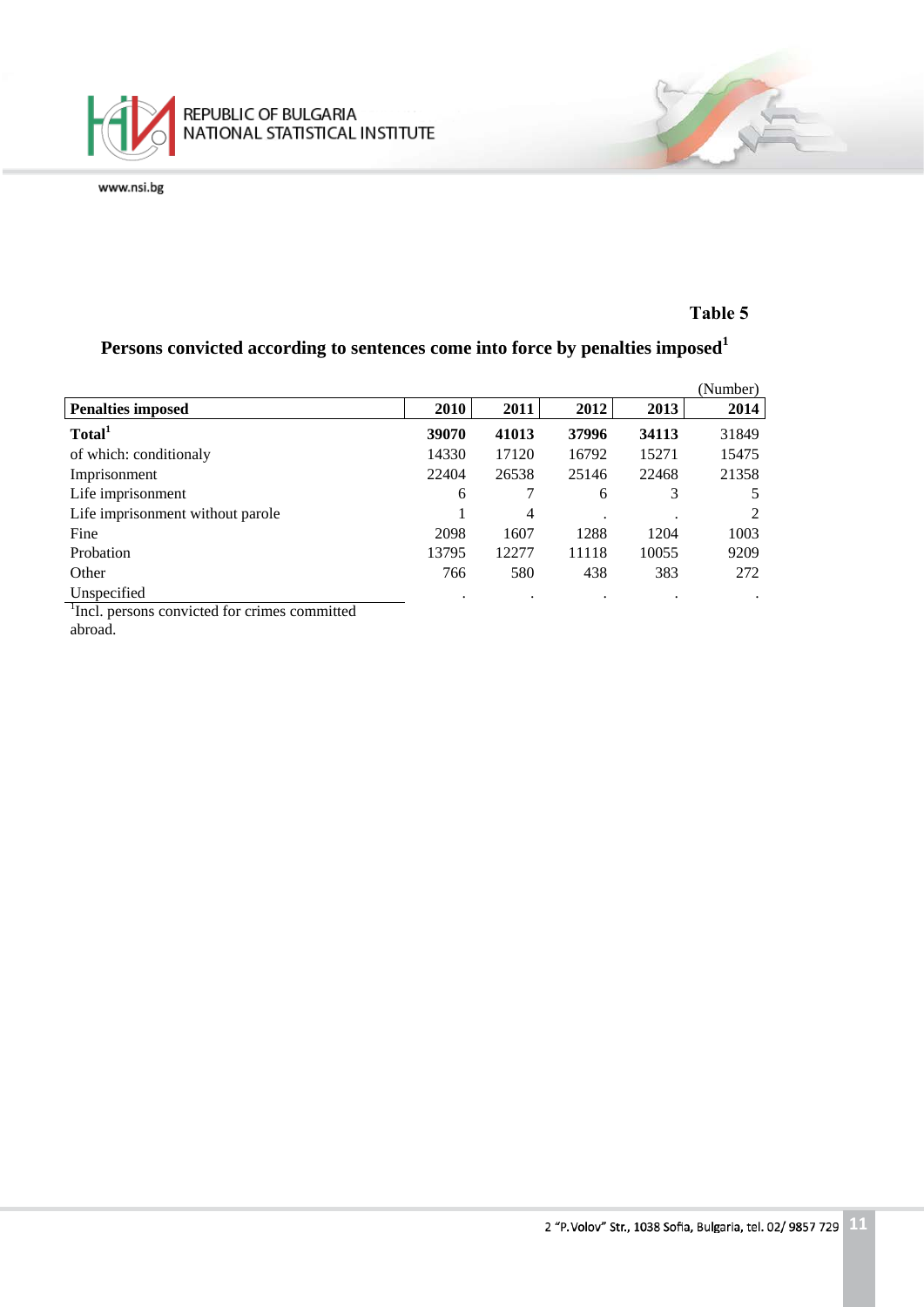**Table 5**

## Persons convicted according to sentences come into force by penalties imposed[1]

(Number)

| Penalties imposed | 2010 | 2011 | 2012 | 2013 | 2014 |
|---|---|---|---|---|---|
| **Total[1]** | **39070** | **41013** | **37996** | **34113** | 31849 |
| of which: conditionaly | 14330 | 17120 | 16792 | 15271 | 15475 |
| Imprisonment | 22404 | 26538 | 25146 | 22468 | 21358 |
| Life imprisonment | 6 | 7 | 6 | 3 | 5 |
| Life imprisonment without parole | 1 | 4 | . | . | 2 |
| Fine | 2098 | 1607 | 1288 | 1204 | 1003 |
| Probation | 13795 | 12277 | 11118 | 10055 | 9209 |
| Other | 766 | 580 | 438 | 383 | 272 |
| Unspecified | . | . | . | . | . |

[1]Incl. persons convicted for crimes committed abroad.